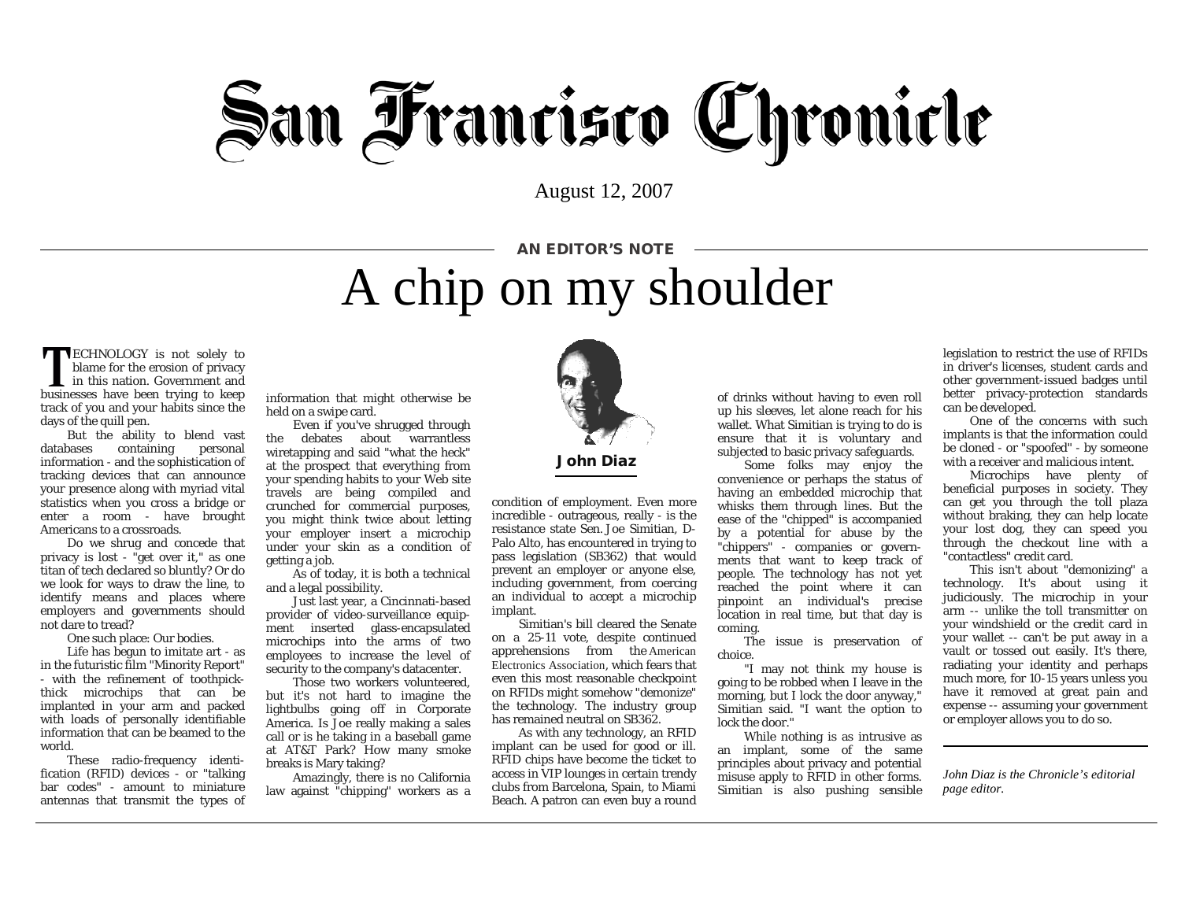# San Francisco Chronicle

August 12, 2007

**AN EDITOR'S NOTE**

## A chip on my shoulder

**John Diaz**

TECHNOLOGY is not solely to blame for the erosion of privacy in this nation. Government and businesses have been trying to keep track of you and your habits since the days of the quill pen.

But the ability to blend vast databases containing personal information - and the sophistication of tracking devices that can announce your presence along with myriad vital statistics when you cross a bridge or enter a room - have brought Americans to a crossroads.

Do we shrug and concede that privacy is lost - "get over it," as one titan of tech declared so bluntly? Or do we look for ways to draw the line, to identify means and places where employers and governments should not dare to tread?

One such place: Our bodies.

Life has begun to imitate art - as in the futuristic film "Minority Report" - with the refinement of toothpick-thick microchips that can be implanted in your arm and packed with loads of personally identifiable information that can be beamed to the world.

These radio-frequency identification (RFID) devices - or "talking bar codes" - amount to miniature antennas that transmit the types of information that might otherwise be held on a swipe card.

Even if you've shrugged through the debates about warrantless wiretapping and said "what the heck" at the prospect that everything from your spending habits to your Web site travels are being compiled and crunched for commercial purposes, you might think twice about letting your employer insert a microchip under your skin as a condition of getting a job.

As of today, it is both a technical and a legal possibility.

Just last year, a Cincinnati-based provider of video-surveillance equipment inserted glass-encapsulated microchips into the arms of two employees to increase the level of security to the company's datacenter.

Those two workers volunteered, but it's not hard to imagine the lightbulbs going off in Corporate America. Is Joe really making a sales call or is he taking in a baseball game at AT&T Park? How many smoke breaks is Mary taking?

Amazingly, there is no California law against "chipping" workers as a condition of employment. Even more incredible - outrageous, really - is the resistance state Sen. Joe Simitian, D-Palo Alto, has encountered in trying to pass legislation (SB362) that would prevent an employer or anyone else, including government, from coercing an individual to accept a microchip implant.

Simitian's bill cleared the Senate on a 25-11 vote, despite continued apprehensions from the American Electronics Association, which fears that even this most reasonable checkpoint on RFIDs might somehow "demonize" the technology. The industry group has remained neutral on SB362.

As with any technology, an RFID implant can be used for good or ill. RFID chips have become the ticket to access in VIP lounges in certain trendy clubs from Barcelona, Spain, to Miami Beach. A patron can even buy a round of drinks without having to even roll up his sleeves, let alone reach for his wallet. What Simitian is trying to do is ensure that it is voluntary and subjected to basic privacy safeguards.

Some folks may enjoy the convenience or perhaps the status of having an embedded microchip that whisks them through lines. But the ease of the "chipped" is accompanied by a potential for abuse by the "chippers" - companies or governments that want to keep track of people. The technology has not yet reached the point where it can pinpoint an individual's precise location in real time, but that day is coming.

The issue is preservation of choice.

"I may not think my house is going to be robbed when I leave in the morning, but I lock the door anyway," Simitian said. "I want the option to lock the door."

While nothing is as intrusive as an implant, some of the same principles about privacy and potential misuse apply to RFID in other forms. Simitian is also pushing sensible legislation to restrict the use of RFIDs in driver's licenses, student cards and other government-issued badges until better privacy-protection standards can be developed.

One of the concerns with such implants is that the information could be cloned - or "spoofed" - by someone with a receiver and malicious intent.

Microchips have plenty of beneficial purposes in society. They can get you through the toll plaza without braking, they can help locate your lost dog, they can speed you through the checkout line with a "contactless" credit card.

This isn't about "demonizing" a technology. It's about using it judiciously. The microchip in your arm -- unlike the toll transmitter on your windshield or the credit card in your wallet -- can't be put away in a vault or tossed out easily. It's there, radiating your identity and perhaps much more, for 10-15 years unless you have it removed at great pain and expense -- assuming your government or employer allows you to do so.

---

*John Diaz is the Chronicle's editorial page editor.*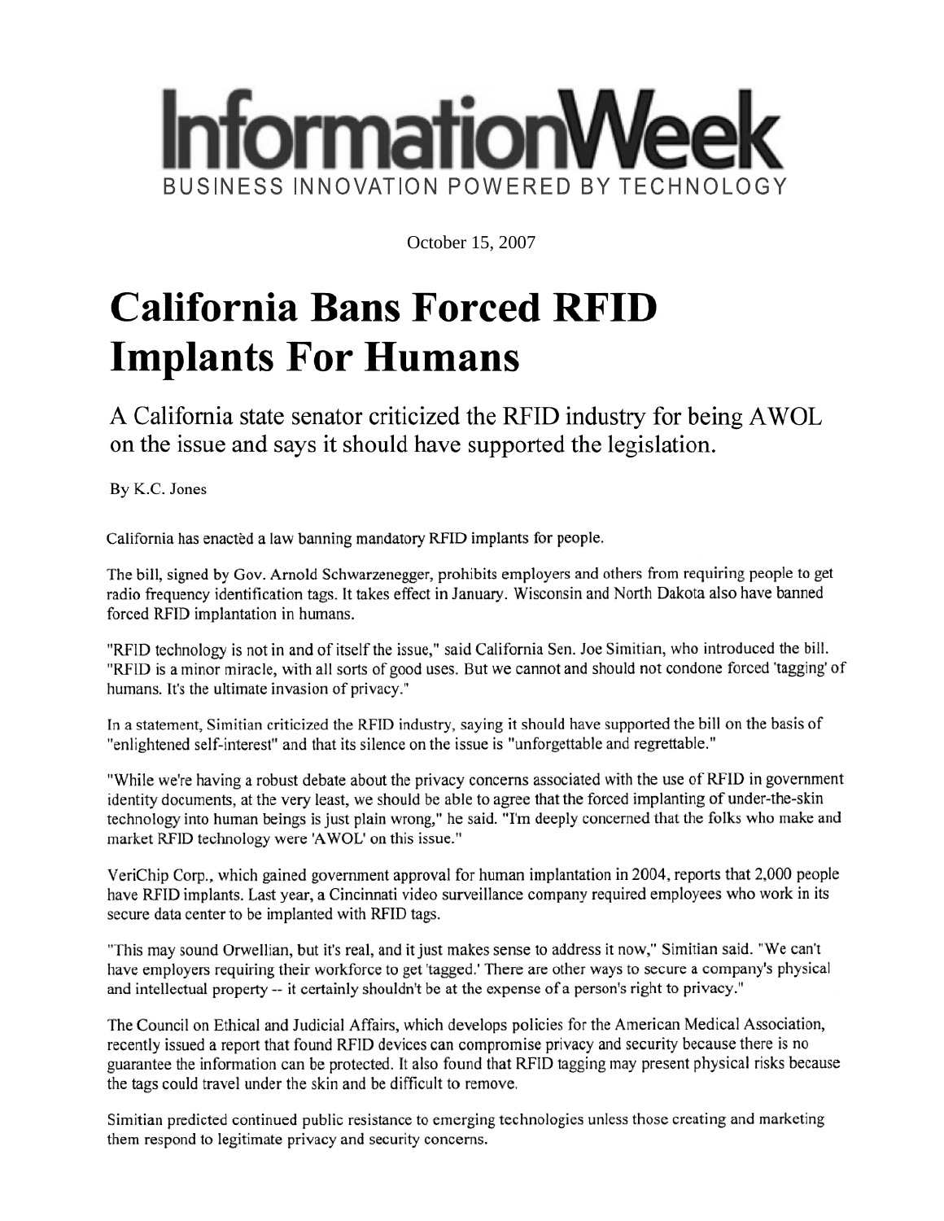# InformationWeek

BUSINESS INNOVATION POWERED BY TECHNOLOGY

October 15, 2007

# California Bans Forced RFID Implants For Humans

## A California state senator criticized the RFID industry for being AWOL on the issue and says it should have supported the legislation.

By K.C. Jones

California has enacted a law banning mandatory RFID implants for people.

The bill, signed by Gov. Arnold Schwarzenegger, prohibits employers and others from requiring people to get radio frequency identification tags. It takes effect in January. Wisconsin and North Dakota also have banned forced RFID implantation in humans.

"RFID technology is not in and of itself the issue," said California Sen. Joe Simitian, who introduced the bill. "RFID is a minor miracle, with all sorts of good uses. But we cannot and should not condone forced 'tagging' of humans. It's the ultimate invasion of privacy."

In a statement, Simitian criticized the RFID industry, saying it should have supported the bill on the basis of "enlightened self-interest" and that its silence on the issue is "unforgettable and regrettable."

"While we're having a robust debate about the privacy concerns associated with the use of RFID in government identity documents, at the very least, we should be able to agree that the forced implanting of under-the-skin technology into human beings is just plain wrong," he said. "I'm deeply concerned that the folks who make and market RFID technology were 'AWOL' on this issue."

VeriChip Corp., which gained government approval for human implantation in 2004, reports that 2,000 people have RFID implants. Last year, a Cincinnati video surveillance company required employees who work in its secure data center to be implanted with RFID tags.

"This may sound Orwellian, but it's real, and it just makes sense to address it now," Simitian said. "We can't have employers requiring their workforce to get 'tagged.' There are other ways to secure a company's physical and intellectual property -- it certainly shouldn't be at the expense of a person's right to privacy."

The Council on Ethical and Judicial Affairs, which develops policies for the American Medical Association, recently issued a report that found RFID devices can compromise privacy and security because there is no guarantee the information can be protected. It also found that RFID tagging may present physical risks because the tags could travel under the skin and be difficult to remove.

Simitian predicted continued public resistance to emerging technologies unless those creating and marketing them respond to legitimate privacy and security concerns.